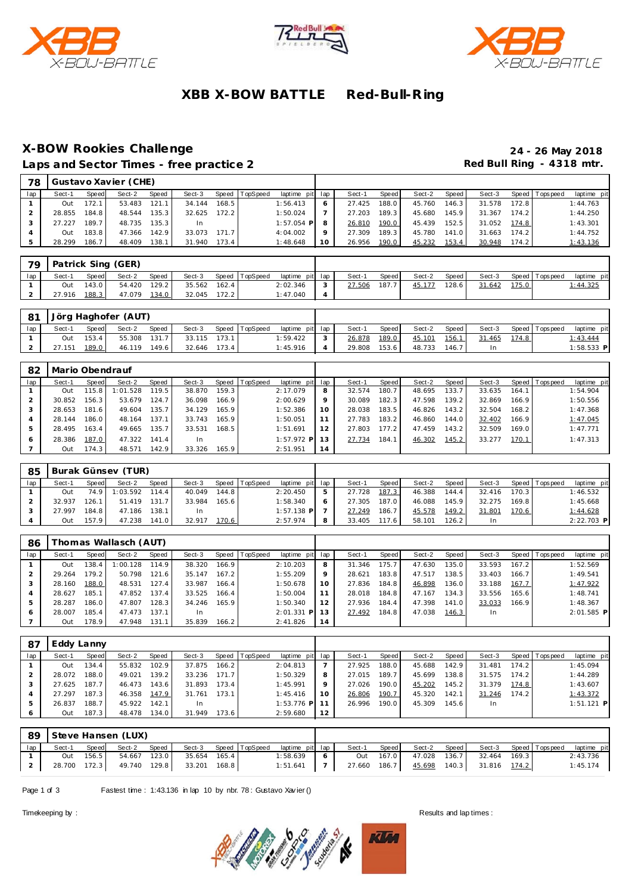# XBB X-BOW BATTLE Red-Bull-Ring

## X-BOW Rookies Challenge

**Laps and Sector Times - free practice 2**

**24 - 26 May 2018**
**Red Bull Ring - 4318 mtr.**

### 78 Gustavo Xavier (CHE)

| lap | Sect-1 | Speed | Sect-2 | Speed | Sect-3 | Speed | TopSpeed | laptime pit | lap | Sect-1 | Speed | Sect-2 | Speed | Sect-3 | Speed | Topspeed | laptime pit |
|---|---|---|---|---|---|---|---|---|---|---|---|---|---|---|---|---|---|
| 1 | Out | 172.1 | 53.483 | 121.1 | 34.144 | 168.5 | | 1:56.413 | 6 | 27.425 | 188.0 | 45.760 | 146.3 | 31.578 | 172.8 | | 1:44.763 |
| 2 | 28.855 | 184.8 | 48.544 | 135.3 | 32.625 | 172.2 | | 1:50.024 | 7 | 27.203 | 189.3 | 45.680 | 145.9 | 31.367 | 174.2 | | 1:44.250 |
| 3 | 27.227 | 189.7 | 48.735 | 135.3 | In | | | 1:57.054 P | 8 | 26.810 | 190.0 | 45.439 | 152.5 | 31.052 | 174.8 | | 1:43.301 |
| 4 | Out | 183.8 | 47.366 | 142.9 | 33.073 | 171.7 | | 4:04.002 | 9 | 27.309 | 189.3 | 45.780 | 141.0 | 31.663 | 174.2 | | 1:44.752 |
| 5 | 28.299 | 186.7 | 48.409 | 138.1 | 31.940 | 173.4 | | 1:48.648 | 10 | 26.956 | 190.0 | 45.232 | 153.4 | 30.948 | 174.2 | | 1:43.136 |

### 79 Patrick Sing (GER)

| lap | Sect-1 | Speed | Sect-2 | Speed | Sect-3 | Speed | TopSpeed | laptime pit | lap | Sect-1 | Speed | Sect-2 | Speed | Sect-3 | Speed | Topspeed | laptime pit |
|---|---|---|---|---|---|---|---|---|---|---|---|---|---|---|---|---|---|
| 1 | Out | 143.0 | 54.420 | 129.2 | 35.562 | 162.4 | | 2:02.346 | 3 | 27.506 | 187.7 | 45.177 | 128.6 | 31.642 | 175.0 | | 1:44.325 |
| 2 | 27.916 | 188.3 | 47.079 | 134.0 | 32.045 | 172.2 | | 1:47.040 | 4 | | | | | | | | |

### 81 Jörg Haghofer (AUT)

| lap | Sect-1 | Speed | Sect-2 | Speed | Sect-3 | Speed | TopSpeed | laptime pit | lap | Sect-1 | Speed | Sect-2 | Speed | Sect-3 | Speed | Topspeed | laptime pit |
|---|---|---|---|---|---|---|---|---|---|---|---|---|---|---|---|---|---|
| 1 | Out | 153.4 | 55.308 | 131.7 | 33.115 | 173.1 | | 1:59.422 | 3 | 26.878 | 189.0 | 45.101 | 156.1 | 31.465 | 174.8 | | 1:43.444 |
| 2 | 27.151 | 189.0 | 46.119 | 149.6 | 32.646 | 173.4 | | 1:45.916 | 4 | 29.808 | 153.6 | 48.733 | 146.7 | In | | | 1:58.533 P |

### 82 Mario Obendrauf

| lap | Sect-1 | Speed | Sect-2 | Speed | Sect-3 | Speed | TopSpeed | laptime pit | lap | Sect-1 | Speed | Sect-2 | Speed | Sect-3 | Speed | Topspeed | laptime pit |
|---|---|---|---|---|---|---|---|---|---|---|---|---|---|---|---|---|---|
| 1 | Out | 115.8 | 1:01.528 | 119.5 | 38.870 | 159.3 | | 2:17.079 | 8 | 32.574 | 180.7 | 48.695 | 133.7 | 33.635 | 164.1 | | 1:54.904 |
| 2 | 30.852 | 156.3 | 53.679 | 124.7 | 36.098 | 166.9 | | 2:00.629 | 9 | 30.089 | 182.3 | 47.598 | 139.2 | 32.869 | 166.9 | | 1:50.556 |
| 3 | 28.653 | 181.6 | 49.604 | 135.7 | 34.129 | 165.9 | | 1:52.386 | 10 | 28.038 | 183.5 | 46.826 | 143.2 | 32.504 | 168.2 | | 1:47.368 |
| 4 | 28.144 | 186.0 | 48.164 | 137.1 | 33.743 | 165.9 | | 1:50.051 | 11 | 27.783 | 183.2 | 46.860 | 144.0 | 32.402 | 166.9 | | 1:47.045 |
| 5 | 28.495 | 163.4 | 49.665 | 135.7 | 33.531 | 168.5 | | 1:51.691 | 12 | 27.803 | 177.2 | 47.459 | 143.2 | 32.509 | 169.0 | | 1:47.771 |
| 6 | 28.386 | 187.0 | 47.322 | 141.4 | In | | | 1:57.972 P | 13 | 27.734 | 184.1 | 46.302 | 145.2 | 33.277 | 170.1 | | 1:47.313 |
| 7 | Out | 174.3 | 48.571 | 142.9 | 33.326 | 165.9 | | 2:51.951 | 14 | | | | | | | | |

### 85 Burak Günsev (TUR)

| lap | Sect-1 | Speed | Sect-2 | Speed | Sect-3 | Speed | TopSpeed | laptime pit | lap | Sect-1 | Speed | Sect-2 | Speed | Sect-3 | Speed | Topspeed | laptime pit |
|---|---|---|---|---|---|---|---|---|---|---|---|---|---|---|---|---|---|
| 1 | Out | 74.9 | 1:03.592 | 114.4 | 40.049 | 144.8 | | 2:20.450 | 5 | 27.728 | 187.3 | 46.388 | 144.4 | 32.416 | 170.3 | | 1:46.532 |
| 2 | 32.937 | 126.1 | 51.419 | 131.7 | 33.984 | 165.6 | | 1:58.340 | 6 | 27.305 | 187.0 | 46.088 | 145.9 | 32.275 | 169.8 | | 1:45.668 |
| 3 | 27.997 | 184.8 | 47.186 | 138.1 | In | | | 1:57.138 P | 7 | 27.249 | 186.7 | 45.578 | 149.2 | 31.801 | 170.6 | | 1:44.628 |
| 4 | Out | 157.9 | 47.238 | 141.0 | 32.917 | 170.6 | | 2:57.974 | 8 | 33.405 | 117.6 | 58.101 | 126.2 | In | | | 2:22.703 P |

### 86 Thomas Wallasch (AUT)

| lap | Sect-1 | Speed | Sect-2 | Speed | Sect-3 | Speed | TopSpeed | laptime pit | lap | Sect-1 | Speed | Sect-2 | Speed | Sect-3 | Speed | Topspeed | laptime pit |
|---|---|---|---|---|---|---|---|---|---|---|---|---|---|---|---|---|---|
| 1 | Out | 138.4 | 1:00.128 | 114.9 | 38.320 | 166.9 | | 2:10.203 | 8 | 31.346 | 175.7 | 47.630 | 135.0 | 33.593 | 167.2 | | 1:52.569 |
| 2 | 29.264 | 179.2 | 50.798 | 121.6 | 35.147 | 167.2 | | 1:55.209 | 9 | 28.621 | 183.8 | 47.517 | 138.5 | 33.403 | 166.7 | | 1:49.541 |
| 3 | 28.160 | 188.0 | 48.531 | 127.4 | 33.987 | 166.4 | | 1:50.678 | 10 | 27.836 | 184.8 | 46.898 | 136.0 | 33.188 | 167.7 | | 1:47.922 |
| 4 | 28.627 | 185.1 | 47.852 | 137.4 | 33.525 | 166.4 | | 1:50.004 | 11 | 28.018 | 184.8 | 47.167 | 134.3 | 33.556 | 165.6 | | 1:48.741 |
| 5 | 28.287 | 186.0 | 47.807 | 128.3 | 34.246 | 165.9 | | 1:50.340 | 12 | 27.936 | 184.4 | 47.398 | 141.0 | 33.033 | 166.9 | | 1:48.367 |
| 6 | 28.007 | 185.4 | 47.473 | 137.1 | In | | | 2:01.331 P | 13 | 27.492 | 184.8 | 47.038 | 146.3 | In | | | 2:01.585 P |
| 7 | Out | 178.9 | 47.948 | 131.1 | 35.839 | 166.2 | | 2:41.826 | 14 | | | | | | | | |

### 87 Eddy Lanny

| lap | Sect-1 | Speed | Sect-2 | Speed | Sect-3 | Speed | TopSpeed | laptime pit | lap | Sect-1 | Speed | Sect-2 | Speed | Sect-3 | Speed | Topspeed | laptime pit |
|---|---|---|---|---|---|---|---|---|---|---|---|---|---|---|---|---|---|
| 1 | Out | 134.4 | 55.832 | 102.9 | 37.875 | 166.2 | | 2:04.813 | 7 | 27.925 | 188.0 | 45.688 | 142.9 | 31.481 | 174.2 | | 1:45.094 |
| 2 | 28.072 | 188.0 | 49.021 | 139.2 | 33.236 | 171.7 | | 1:50.329 | 8 | 27.015 | 189.7 | 45.699 | 138.8 | 31.575 | 174.2 | | 1:44.289 |
| 3 | 27.625 | 187.7 | 46.473 | 143.6 | 31.893 | 173.4 | | 1:45.991 | 9 | 27.026 | 190.0 | 45.202 | 145.2 | 31.379 | 174.8 | | 1:43.607 |
| 4 | 27.297 | 187.3 | 46.358 | 147.9 | 31.761 | 173.1 | | 1:45.416 | 10 | 26.806 | 190.7 | 45.320 | 142.1 | 31.246 | 174.2 | | 1:43.372 |
| 5 | 26.837 | 188.7 | 45.922 | 142.1 | In | | | 1:53.776 P | 11 | 26.996 | 190.0 | 45.309 | 145.6 | In | | | 1:51.121 P |
| 6 | Out | 187.3 | 48.478 | 134.0 | 31.949 | 173.6 | | 2:59.680 | 12 | | | | | | | | |

### 89 Steve Hansen (LUX)

| lap | Sect-1 | Speed | Sect-2 | Speed | Sect-3 | Speed | TopSpeed | laptime pit | lap | Sect-1 | Speed | Sect-2 | Speed | Sect-3 | Speed | Topspeed | laptime pit |
|---|---|---|---|---|---|---|---|---|---|---|---|---|---|---|---|---|---|
| 1 | Out | 156.5 | 54.667 | 123.0 | 35.654 | 165.4 | | 1:58.639 | 6 | Out | 167.0 | 47.028 | 136.7 | 32.464 | 169.3 | | 2:43.736 |
| 2 | 28.700 | 172.3 | 49.740 | 129.8 | 33.201 | 168.8 | | 1:51.641 | 7 | 27.660 | 186.7 | 45.698 | 140.3 | 31.816 | 174.2 | | 1:45.174 |

Fastest time : 1:43.136 in lap 10 by nbr. 78 : Gustavo Xavier ()

Timekeeping by : Results and lap times :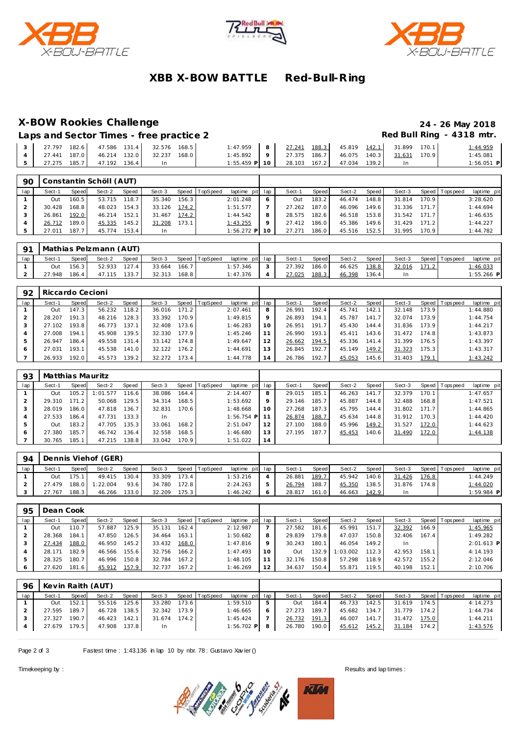# XBB X-BOW BATTLE Red-Bull-Ring

## X-BOW Rookies Challenge

**24 - 26 May 2018**

### Laps and Sector Times - free practice 2

**Red Bull Ring - 4318 mtr.**

| lap | Sect-1 | Speed | Sect-2 | Speed | Sect-3 | Speed | TopSpeed | laptime pit | lap | Sect-1 | Speed | Sect-2 | Speed | Sect-3 | Speed | Topspeed | laptime pit |
|---|---|---|---|---|---|---|---|---|---|---|---|---|---|---|---|---|---|
| 3 | 27.797 | 182.6 | 47.586 | 131.4 | 32.576 | 168.5 | | 1:47.959 | 8 | 27.241 | 188.3 | 45.819 | 142.1 | 31.899 | 170.1 | | 1:44.959 |
| 4 | 27.441 | 187.0 | 46.214 | 132.0 | 32.237 | 168.0 | | 1:45.892 | 9 | 27.375 | 186.7 | 46.075 | 140.3 | 31.631 | 170.9 | | 1:45.081 |
| 5 | 27.275 | 185.7 | 47.192 | 136.4 | In | | | 1:55.459 P | 10 | 28.103 | 167.2 | 47.034 | 139.2 | In | | | 1:56.051 P |

### 90 Constantin Schöll (AUT)

| lap | Sect-1 | Speed | Sect-2 | Speed | Sect-3 | Speed | TopSpeed | laptime pit | lap | Sect-1 | Speed | Sect-2 | Speed | Sect-3 | Speed | Topspeed | laptime pit |
|---|---|---|---|---|---|---|---|---|---|---|---|---|---|---|---|---|---|
| 1 | Out | 160.5 | 53.715 | 118.7 | 35.340 | 156.3 | | 2:01.248 | 6 | Out | 183.2 | 46.474 | 148.8 | 31.814 | 170.9 | | 3:28.620 |
| 2 | 30.428 | 168.8 | 48.023 | 154.3 | 33.126 | 174.2 | | 1:51.577 | 7 | 27.262 | 187.0 | 46.096 | 149.6 | 31.336 | 171.7 | | 1:44.694 |
| 3 | 26.861 | 192.0 | 46.214 | 152.1 | 31.467 | 174.2 | | 1:44.542 | 8 | 28.575 | 182.6 | 46.518 | 153.8 | 31.542 | 171.7 | | 1:46.635 |
| 4 | 26.712 | 189.0 | 45.335 | 145.2 | 31.208 | 173.1 | | 1:43.255 | 9 | 27.412 | 186.0 | 45.386 | 149.6 | 31.429 | 171.2 | | 1:44.227 |
| 5 | 27.011 | 187.7 | 45.774 | 153.4 | In | | | 1:56.272 P | 10 | 27.271 | 186.0 | 45.516 | 152.5 | 31.995 | 170.9 | | 1:44.782 |

### 91 Mathias Pelzmann (AUT)

| lap | Sect-1 | Speed | Sect-2 | Speed | Sect-3 | Speed | TopSpeed | laptime pit | lap | Sect-1 | Speed | Sect-2 | Speed | Sect-3 | Speed | Topspeed | laptime pit |
|---|---|---|---|---|---|---|---|---|---|---|---|---|---|---|---|---|---|
| 1 | Out | 156.3 | 52.933 | 127.4 | 33.664 | 166.7 | | 1:57.346 | 3 | 27.392 | 186.0 | 46.625 | 138.8 | 32.016 | 171.2 | | 1:46.033 |
| 2 | 27.948 | 186.4 | 47.115 | 133.7 | 32.313 | 168.8 | | 1:47.376 | 4 | 27.025 | 188.3 | 46.398 | 136.4 | In | | | 1:55.266 P |

### 92 Riccardo Cecioni

| lap | Sect-1 | Speed | Sect-2 | Speed | Sect-3 | Speed | TopSpeed | laptime pit | lap | Sect-1 | Speed | Sect-2 | Speed | Sect-3 | Speed | Topspeed | laptime pit |
|---|---|---|---|---|---|---|---|---|---|---|---|---|---|---|---|---|---|
| 1 | Out | 147.3 | 56.232 | 118.2 | 36.016 | 171.2 | | 2:07.461 | 8 | 26.991 | 192.4 | 45.741 | 142.1 | 32.148 | 173.9 | | 1:44.880 |
| 2 | 28.207 | 191.3 | 48.216 | 128.3 | 33.392 | 170.9 | | 1:49.815 | 9 | 26.893 | 194.1 | 45.787 | 141.7 | 32.074 | 173.9 | | 1:44.754 |
| 3 | 27.102 | 193.8 | 46.773 | 137.1 | 32.408 | 173.6 | | 1:46.283 | 10 | 26.951 | 191.7 | 45.430 | 144.4 | 31.836 | 173.9 | | 1:44.217 |
| 4 | 27.008 | 194.1 | 45.908 | 139.5 | 32.330 | 177.9 | | 1:45.246 | 11 | 26.990 | 193.1 | 45.411 | 143.6 | 31.472 | 174.8 | | 1:43.873 |
| 5 | 26.947 | 186.4 | 49.558 | 131.4 | 33.142 | 174.8 | | 1:49.647 | 12 | 26.662 | 194.5 | 45.336 | 141.4 | 31.399 | 176.5 | | 1:43.397 |
| 6 | 27.031 | 193.1 | 45.538 | 141.0 | 32.122 | 176.2 | | 1:44.691 | 13 | 26.845 | 192.7 | 45.149 | 149.2 | 31.323 | 175.3 | | 1:43.317 |
| 7 | 26.933 | 192.0 | 45.573 | 139.2 | 32.272 | 173.4 | | 1:44.778 | 14 | 26.786 | 192.7 | 45.053 | 145.6 | 31.403 | 179.1 | | 1:43.242 |

### 93 Matthias Mauritz

| lap | Sect-1 | Speed | Sect-2 | Speed | Sect-3 | Speed | TopSpeed | laptime pit | lap | Sect-1 | Speed | Sect-2 | Speed | Sect-3 | Speed | Topspeed | laptime pit |
|---|---|---|---|---|---|---|---|---|---|---|---|---|---|---|---|---|---|
| 1 | Out | 105.2 | 1:01.577 | 116.6 | 38.086 | 164.4 | | 2:14.407 | 8 | 29.015 | 185.1 | 46.263 | 141.7 | 32.379 | 170.1 | | 1:47.657 |
| 2 | 29.310 | 171.2 | 50.068 | 129.5 | 34.314 | 168.5 | | 1:53.692 | 9 | 29.146 | 185.7 | 45.887 | 144.8 | 32.488 | 168.8 | | 1:47.521 |
| 3 | 28.019 | 186.0 | 47.818 | 136.7 | 32.831 | 170.6 | | 1:48.668 | 10 | 27.268 | 187.3 | 45.795 | 144.4 | 31.802 | 171.7 | | 1:44.865 |
| 4 | 27.533 | 186.4 | 47.731 | 133.3 | In | | | 1:56.754 P | 11 | 26.874 | 188.7 | 45.634 | 144.8 | 31.912 | 170.3 | | 1:44.420 |
| 5 | Out | 183.2 | 47.705 | 135.3 | 33.061 | 168.2 | | 2:51.047 | 12 | 27.100 | 188.0 | 45.996 | 149.2 | 31.527 | 172.0 | | 1:44.623 |
| 6 | 27.380 | 185.7 | 46.742 | 136.4 | 32.558 | 168.5 | | 1:46.680 | 13 | 27.195 | 187.7 | 45.453 | 140.6 | 31.490 | 172.0 | | 1:44.138 |
| 7 | 30.765 | 185.1 | 47.215 | 138.8 | 33.042 | 170.9 | | 1:51.022 | 14 | | | | | | | | |

### 94 Dennis Viehof (GER)

| lap | Sect-1 | Speed | Sect-2 | Speed | Sect-3 | Speed | TopSpeed | laptime pit | lap | Sect-1 | Speed | Sect-2 | Speed | Sect-3 | Speed | Topspeed | laptime pit |
|---|---|---|---|---|---|---|---|---|---|---|---|---|---|---|---|---|---|
| 1 | Out | 175.1 | 49.415 | 130.4 | 33.309 | 173.4 | | 1:53.216 | 4 | 26.881 | 189.7 | 45.942 | 140.6 | 31.426 | 176.8 | | 1:44.249 |
| 2 | 27.479 | 188.0 | 1:22.004 | 93.6 | 34.780 | 172.8 | | 2:24.263 | 5 | 26.794 | 188.7 | 45.350 | 138.5 | 31.876 | 174.8 | | 1:44.020 |
| 3 | 27.767 | 188.3 | 46.266 | 133.0 | 32.209 | 175.3 | | 1:46.242 | 6 | 28.817 | 161.0 | 46.663 | 142.9 | In | | | 1:59.984 P |

### 95 Dean Cook

| lap | Sect-1 | Speed | Sect-2 | Speed | Sect-3 | Speed | TopSpeed | laptime pit | lap | Sect-1 | Speed | Sect-2 | Speed | Sect-3 | Speed | Topspeed | laptime pit |
|---|---|---|---|---|---|---|---|---|---|---|---|---|---|---|---|---|---|
| 1 | Out | 110.7 | 57.887 | 125.9 | 35.131 | 162.4 | | 2:12.987 | 7 | 27.582 | 181.6 | 45.991 | 151.7 | 32.392 | 166.9 | | 1:45.965 |
| 2 | 28.368 | 184.1 | 47.850 | 126.5 | 34.464 | 163.1 | | 1:50.682 | 8 | 29.839 | 179.8 | 47.037 | 150.8 | 32.406 | 167.4 | | 1:49.282 |
| 3 | 27.434 | 188.0 | 46.950 | 145.2 | 33.432 | 168.0 | | 1:47.816 | 9 | 30.243 | 180.1 | 46.054 | 149.2 | In | | | 2:01.613 P |
| 4 | 28.171 | 182.9 | 46.566 | 155.6 | 32.756 | 166.2 | | 1:47.493 | 10 | Out | 132.9 | 1:03.002 | 112.3 | 42.953 | 158.1 | | 4:14.193 |
| 5 | 28.325 | 180.7 | 46.996 | 150.8 | 32.784 | 167.2 | | 1:48.105 | 11 | 32.176 | 150.8 | 57.298 | 118.9 | 42.572 | 155.2 | | 2:12.046 |
| 6 | 27.620 | 181.6 | 45.912 | 157.9 | 32.737 | 167.2 | | 1:46.269 | 12 | 34.637 | 150.4 | 55.871 | 119.5 | 40.198 | 152.1 | | 2:10.706 |

### 96 Kevin Raith (AUT)

| lap | Sect-1 | Speed | Sect-2 | Speed | Sect-3 | Speed | TopSpeed | laptime pit | lap | Sect-1 | Speed | Sect-2 | Speed | Sect-3 | Speed | Topspeed | laptime pit |
|---|---|---|---|---|---|---|---|---|---|---|---|---|---|---|---|---|---|
| 1 | Out | 152.1 | 55.516 | 125.6 | 33.280 | 173.6 | | 1:59.510 | 5 | Out | 184.4 | 46.733 | 142.5 | 31.619 | 174.5 | | 4:14.273 |
| 2 | 27.595 | 189.7 | 46.728 | 138.5 | 32.342 | 173.9 | | 1:46.665 | 6 | 27.273 | 189.7 | 45.682 | 134.7 | 31.779 | 174.2 | | 1:44.734 |
| 3 | 27.327 | 190.7 | 46.423 | 142.1 | 31.674 | 174.2 | | 1:45.424 | 7 | 26.732 | 191.3 | 46.007 | 141.7 | 31.472 | 175.0 | | 1:44.211 |
| 4 | 27.679 | 179.5 | 47.908 | 137.8 | In | | | 1:56.702 P | 8 | 26.780 | 190.0 | 45.612 | 145.2 | 31.184 | 174.2 | | 1:43.576 |

Fastest time : 1:43.136 in lap 10 by nbr. 78 : Gustavo Xavier ()

Timekeeping by :

Results and lap times :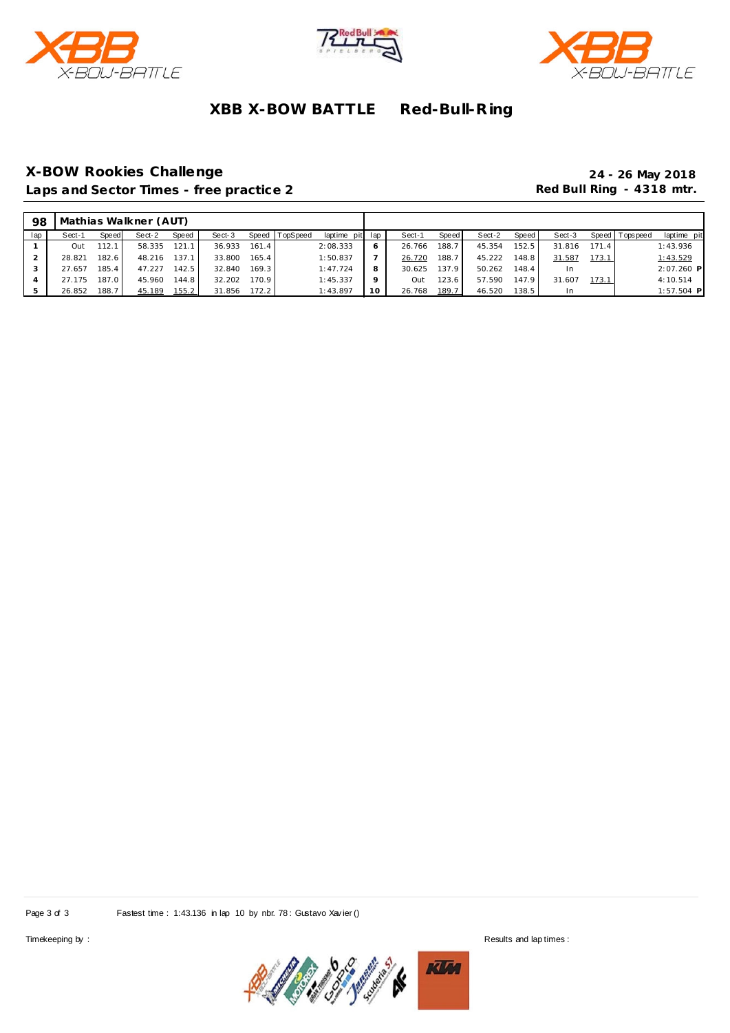# XBB X-BOW BATTLE Red-Bull-Ring

## X-BOW Rookies Challenge

**Laps and Sector Times - free practice 2**

**24 - 26 May 2018**
**Red Bull Ring - 4318 mtr.**

| 98 | Mathias Walkner (AUT) | | | | | | | | | | | | | | | | | | |
|---|---|---|---|---|---|---|---|---|---|---|---|---|---|---|---|---|---|---|---|
| lap | Sect-1 | Speed | Sect-2 | Speed | Sect-3 | Speed | TopSpeed | laptime | pit | lap | Sect-1 | Speed | Sect-2 | Speed | Sect-3 | Speed | Topspeed | laptime | pit |
| 1 | Out | 112.1 | 58.335 | 121.1 | 36.933 | 161.4 | | 2:08.333 | | 6 | 26.766 | 188.7 | 45.354 | 152.5 | 31.816 | 171.4 | | 1:43.936 | |
| 2 | 28.821 | 182.6 | 48.216 | 137.1 | 33.800 | 165.4 | | 1:50.837 | | 7 | 26.720 | 188.7 | 45.222 | 148.8 | 31.587 | 173.1 | | 1:43.529 | |
| 3 | 27.657 | 185.4 | 47.227 | 142.5 | 32.840 | 169.3 | | 1:47.724 | | 8 | 30.625 | 137.9 | 50.262 | 148.4 | In | | | 2:07.260 | P |
| 4 | 27.175 | 187.0 | 45.960 | 144.8 | 32.202 | 170.9 | | 1:45.337 | | 9 | Out | 123.6 | 57.590 | 147.9 | 31.607 | 173.1 | | 4:10.514 | |
| 5 | 26.852 | 188.7 | 45.189 | 155.2 | 31.856 | 172.2 | | 1:43.897 | | 10 | 26.768 | 189.7 | 46.520 | 138.5 | In | | | 1:57.504 | P |

Fastest time : 1:43.136 in lap 10 by nbr. 78 : Gustavo Xavier ()

Timekeeping by :

Results and lap times :